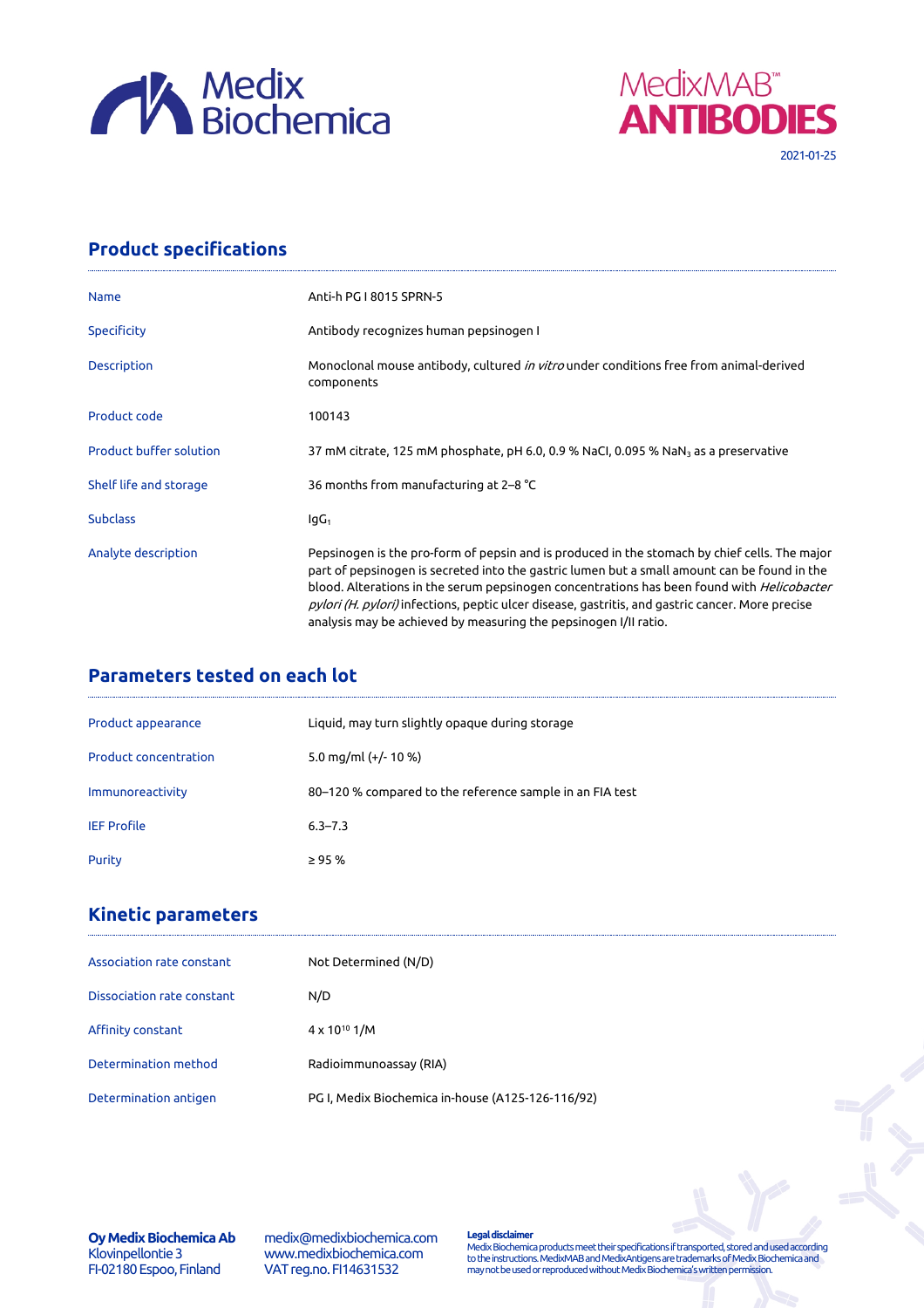Medix Biochemica

MedixMAB™ ANTIBODIES

2021-01-25

## Product specifications

| | |
|---|---|
| Name | Anti-h PG I 8015 SPRN-5 |
| Specificity | Antibody recognizes human pepsinogen I |
| Description | Monoclonal mouse antibody, cultured *in vitro* under conditions free from animal-derived components |
| Product code | 100143 |
| Product buffer solution | 37 mM citrate, 125 mM phosphate, pH 6.0, 0.9 % NaCl, 0.095 % $NaN_3$ as a preservative |
| Shelf life and storage | 36 months from manufacturing at 2–8 °C |
| Subclass | $IgG_1$ |
| Analyte description | Pepsinogen is the pro-form of pepsin and is produced in the stomach by chief cells. The major part of pepsinogen is secreted into the gastric lumen but a small amount can be found in the blood. Alterations in the serum pepsinogen concentrations has been found with *Helicobacter pylori (H. pylori)* infections, peptic ulcer disease, gastritis, and gastric cancer. More precise analysis may be achieved by measuring the pepsinogen I/II ratio. |

## Parameters tested on each lot

| | |
|---|---|
| Product appearance | Liquid, may turn slightly opaque during storage |
| Product concentration | 5.0 mg/ml (+/- 10 %) |
| Immunoreactivity | 80–120 % compared to the reference sample in an FIA test |
| IEF Profile | 6.3–7.3 |
| Purity | ≥ 95 % |

## Kinetic parameters

| | |
|---|---|
| Association rate constant | Not Determined (N/D) |
| Dissociation rate constant | N/D |
| Affinity constant | $4 \times 10^{10}$ 1/M |
| Determination method | Radioimmunoassay (RIA) |
| Determination antigen | PG I, Medix Biochemica in-house (A125-126-116/92) |

**Oy Medix Biochemica Ab**
Klovinpellontie 3
FI-02180 Espoo, Finland

medix@medixbiochemica.com
www.medixbiochemica.com
VAT reg.no. FI14631532

**Legal disclaimer**
Medix Biochemica products meet their specifications if transported, stored and used according to the instructions. MedixMAB and MedixAntigens are trademarks of Medix Biochemica and may not be used or reproduced without Medix Biochemica's written permission.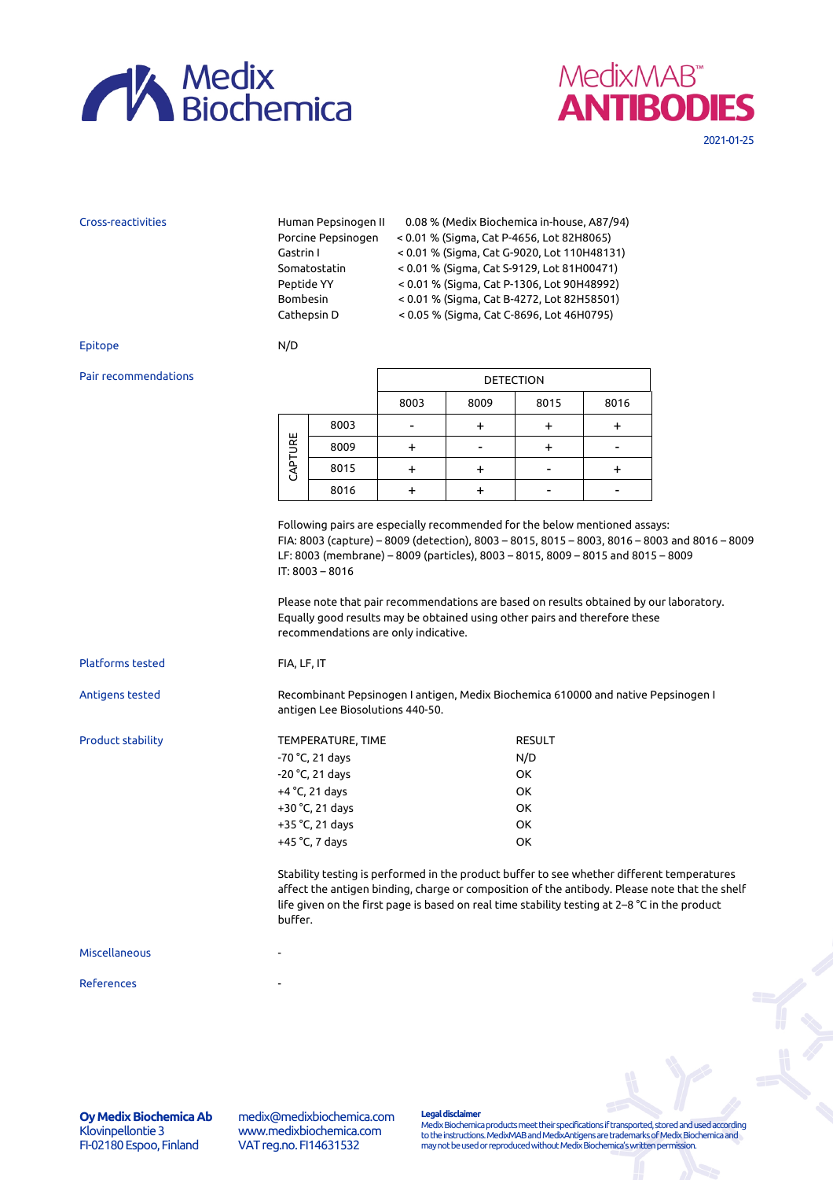Medix Biochemica

MedixMAB™ ANTIBODIES

2021-01-25

**Cross-reactivities**

| | |
|---|---|
| Human Pepsinogen II | 0.08 % (Medix Biochemica in-house, A87/94) |
| Porcine Pepsinogen | < 0.01 % (Sigma, Cat P-4656, Lot 82H8065) |
| Gastrin I | < 0.01 % (Sigma, Cat G-9020, Lot 110H48131) |
| Somatostatin | < 0.01 % (Sigma, Cat S-9129, Lot 81H00471) |
| Peptide YY | < 0.01 % (Sigma, Cat P-1306, Lot 90H48992) |
| Bombesin | < 0.01 % (Sigma, Cat B-4272, Lot 82H58501) |
| Cathepsin D | < 0.05 % (Sigma, Cat C-8696, Lot 46H0795) |

**Epitope**

N/D

**Pair recommendations**

| | | DETECTION | | | |
|---|---|---|---|---|---|
| | | 8003 | 8009 | 8015 | 8016 |
| CAPTURE | 8003 | - | + | + | + |
| | 8009 | + | - | + | - |
| | 8015 | + | + | - | + |
| | 8016 | + | + | - | - |

Following pairs are especially recommended for the below mentioned assays:
FIA: 8003 (capture) – 8009 (detection), 8003 – 8015, 8015 – 8003, 8016 – 8003 and 8016 – 8009
LF: 8003 (membrane) – 8009 (particles), 8003 – 8015, 8009 – 8015 and 8015 – 8009
IT: 8003 – 8016

Please note that pair recommendations are based on results obtained by our laboratory. Equally good results may be obtained using other pairs and therefore these recommendations are only indicative.

**Platforms tested**

FIA, LF, IT

**Antigens tested**

Recombinant Pepsinogen I antigen, Medix Biochemica 610000 and native Pepsinogen I antigen Lee Biosolutions 440-50.

**Product stability**

| TEMPERATURE, TIME | RESULT |
|---|---|
| -70 °C, 21 days | N/D |
| -20 °C, 21 days | OK |
| +4 °C, 21 days | OK |
| +30 °C, 21 days | OK |
| +35 °C, 21 days | OK |
| +45 °C, 7 days | OK |

Stability testing is performed in the product buffer to see whether different temperatures affect the antigen binding, charge or composition of the antibody. Please note that the shelf life given on the first page is based on real time stability testing at 2–8 °C in the product buffer.

**Miscellaneous**

-

**References**

-

**Oy Medix Biochemica Ab**
Klovinpellontie 3
FI-02180 Espoo, Finland

medix@medixbiochemica.com
www.medixbiochemica.com
VAT reg.no. FI14631532

**Legal disclaimer**
Medix Biochemica products meet their specifications if transported, stored and used according to the instructions. MedixMAB and MedixAntigens are trademarks of Medix Biochemica and may not be used or reproduced without Medix Biochemica's written permission.